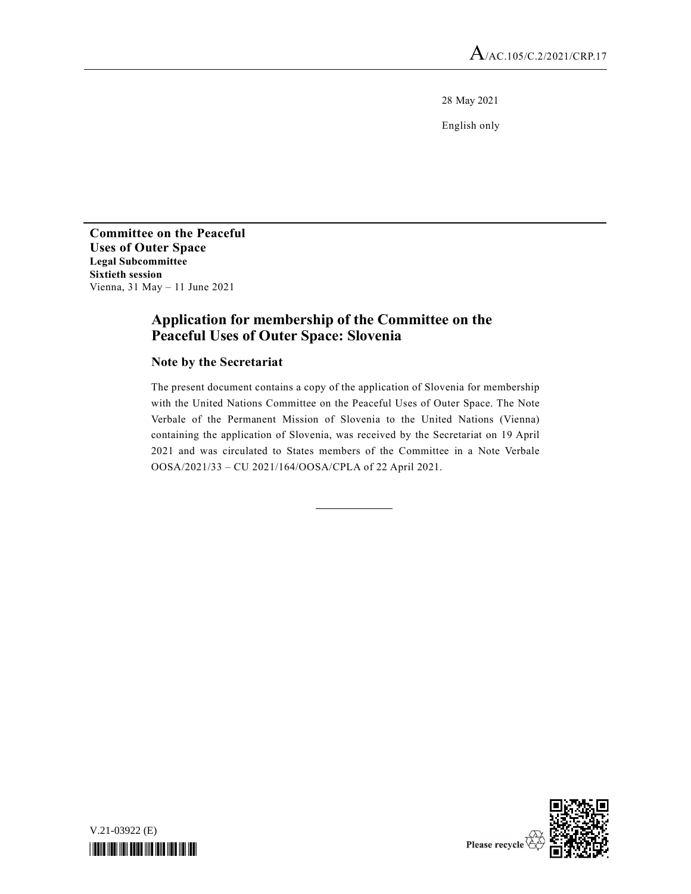A/AC.105/C.2/2021/CRP.17

28 May 2021

English only

**Committee on the Peaceful Uses of Outer Space**
**Legal Subcommittee**
**Sixtieth session**
Vienna, 31 May – 11 June 2021

# Application for membership of the Committee on the Peaceful Uses of Outer Space: Slovenia

## Note by the Secretariat

The present document contains a copy of the application of Slovenia for membership with the United Nations Committee on the Peaceful Uses of Outer Space. The Note Verbale of the Permanent Mission of Slovenia to the United Nations (Vienna) containing the application of Slovenia, was received by the Secretariat on 19 April 2021 and was circulated to States members of the Committee in a Note Verbale OOSA/2021/33 – CU 2021/164/OOSA/CPLA of 22 April 2021.

V.21-03922 (E)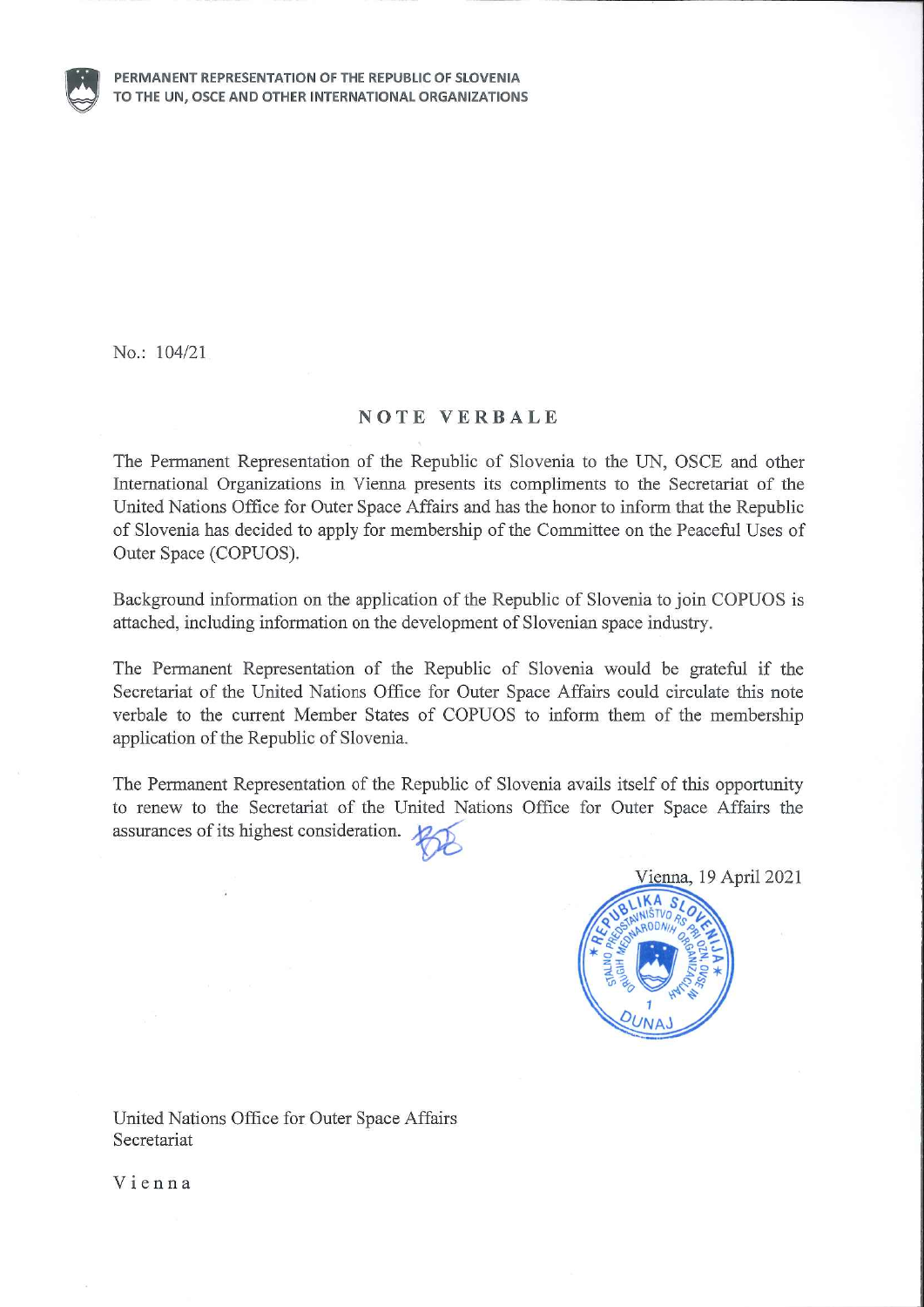**PERMANENT REPRESENTATION OF THE REPUBLIC OF SLOVENIA TO THE UN, OSCE AND OTHER INTERNATIONAL ORGANIZATIONS**

No.: 104/21

## NOTE VERBALE

The Permanent Representation of the Republic of Slovenia to the UN, OSCE and other International Organizations in Vienna presents its compliments to the Secretariat of the United Nations Office for Outer Space Affairs and has the honor to inform that the Republic of Slovenia has decided to apply for membership of the Committee on the Peaceful Uses of Outer Space (COPUOS).

Background information on the application of the Republic of Slovenia to join COPUOS is attached, including information on the development of Slovenian space industry.

The Permanent Representation of the Republic of Slovenia would be grateful if the Secretariat of the United Nations Office for Outer Space Affairs could circulate this note verbale to the current Member States of COPUOS to inform them of the membership application of the Republic of Slovenia.

The Permanent Representation of the Republic of Slovenia avails itself of this opportunity to renew to the Secretariat of the United Nations Office for Outer Space Affairs the assurances of its highest consideration.

Vienna, 19 April 2021

United Nations Office for Outer Space Affairs
Secretariat

Vienna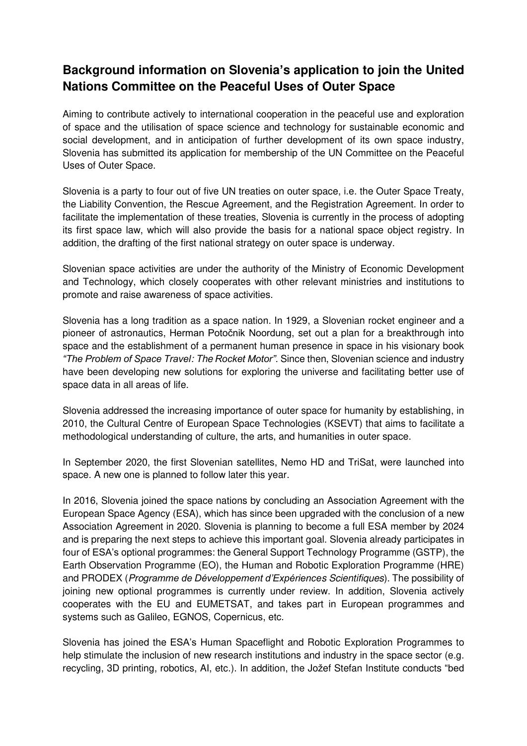## Background information on Slovenia's application to join the United Nations Committee on the Peaceful Uses of Outer Space

Aiming to contribute actively to international cooperation in the peaceful use and exploration of space and the utilisation of space science and technology for sustainable economic and social development, and in anticipation of further development of its own space industry, Slovenia has submitted its application for membership of the UN Committee on the Peaceful Uses of Outer Space.

Slovenia is a party to four out of five UN treaties on outer space, i.e. the Outer Space Treaty, the Liability Convention, the Rescue Agreement, and the Registration Agreement. In order to facilitate the implementation of these treaties, Slovenia is currently in the process of adopting its first space law, which will also provide the basis for a national space object registry. In addition, the drafting of the first national strategy on outer space is underway.

Slovenian space activities are under the authority of the Ministry of Economic Development and Technology, which closely cooperates with other relevant ministries and institutions to promote and raise awareness of space activities.

Slovenia has a long tradition as a space nation. In 1929, a Slovenian rocket engineer and a pioneer of astronautics, Herman Potočnik Noordung, set out a plan for a breakthrough into space and the establishment of a permanent human presence in space in his visionary book *"The Problem of Space Travel: The Rocket Motor"*. Since then, Slovenian science and industry have been developing new solutions for exploring the universe and facilitating better use of space data in all areas of life.

Slovenia addressed the increasing importance of outer space for humanity by establishing, in 2010, the Cultural Centre of European Space Technologies (KSEVT) that aims to facilitate a methodological understanding of culture, the arts, and humanities in outer space.

In September 2020, the first Slovenian satellites, Nemo HD and TriSat, were launched into space. A new one is planned to follow later this year.

In 2016, Slovenia joined the space nations by concluding an Association Agreement with the European Space Agency (ESA), which has since been upgraded with the conclusion of a new Association Agreement in 2020. Slovenia is planning to become a full ESA member by 2024 and is preparing the next steps to achieve this important goal. Slovenia already participates in four of ESA's optional programmes: the General Support Technology Programme (GSTP), the Earth Observation Programme (EO), the Human and Robotic Exploration Programme (HRE) and PRODEX (*Programme de Développement d'Expériences Scientifiques*). The possibility of joining new optional programmes is currently under review. In addition, Slovenia actively cooperates with the EU and EUMETSAT, and takes part in European programmes and systems such as Galileo, EGNOS, Copernicus, etc.

Slovenia has joined the ESA's Human Spaceflight and Robotic Exploration Programmes to help stimulate the inclusion of new research institutions and industry in the space sector (e.g. recycling, 3D printing, robotics, AI, etc.). In addition, the Jožef Stefan Institute conducts "bed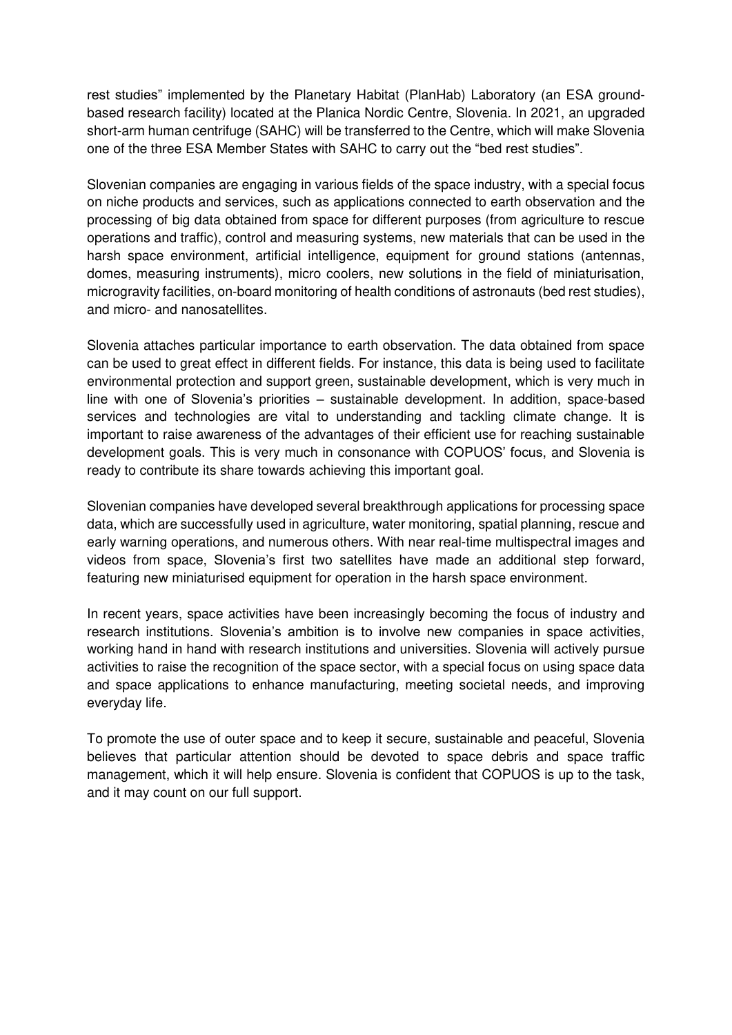rest studies" implemented by the Planetary Habitat (PlanHab) Laboratory (an ESA ground-based research facility) located at the Planica Nordic Centre, Slovenia. In 2021, an upgraded short-arm human centrifuge (SAHC) will be transferred to the Centre, which will make Slovenia one of the three ESA Member States with SAHC to carry out the "bed rest studies".

Slovenian companies are engaging in various fields of the space industry, with a special focus on niche products and services, such as applications connected to earth observation and the processing of big data obtained from space for different purposes (from agriculture to rescue operations and traffic), control and measuring systems, new materials that can be used in the harsh space environment, artificial intelligence, equipment for ground stations (antennas, domes, measuring instruments), micro coolers, new solutions in the field of miniaturisation, microgravity facilities, on-board monitoring of health conditions of astronauts (bed rest studies), and micro- and nanosatellites.

Slovenia attaches particular importance to earth observation. The data obtained from space can be used to great effect in different fields. For instance, this data is being used to facilitate environmental protection and support green, sustainable development, which is very much in line with one of Slovenia's priorities – sustainable development. In addition, space-based services and technologies are vital to understanding and tackling climate change. It is important to raise awareness of the advantages of their efficient use for reaching sustainable development goals. This is very much in consonance with COPUOS' focus, and Slovenia is ready to contribute its share towards achieving this important goal.

Slovenian companies have developed several breakthrough applications for processing space data, which are successfully used in agriculture, water monitoring, spatial planning, rescue and early warning operations, and numerous others. With near real-time multispectral images and videos from space, Slovenia's first two satellites have made an additional step forward, featuring new miniaturised equipment for operation in the harsh space environment.

In recent years, space activities have been increasingly becoming the focus of industry and research institutions. Slovenia's ambition is to involve new companies in space activities, working hand in hand with research institutions and universities. Slovenia will actively pursue activities to raise the recognition of the space sector, with a special focus on using space data and space applications to enhance manufacturing, meeting societal needs, and improving everyday life.

To promote the use of outer space and to keep it secure, sustainable and peaceful, Slovenia believes that particular attention should be devoted to space debris and space traffic management, which it will help ensure. Slovenia is confident that COPUOS is up to the task, and it may count on our full support.